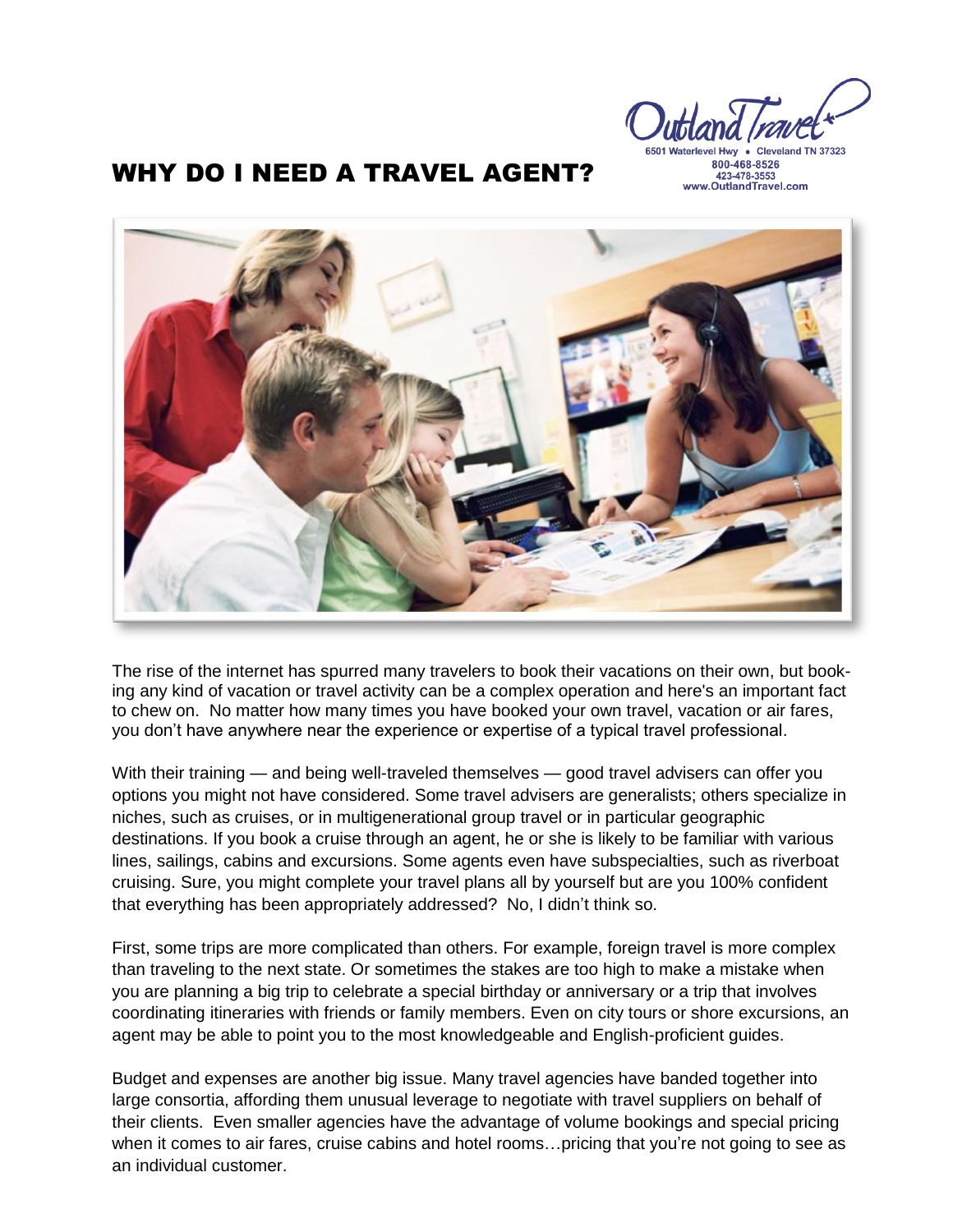Outland Travel
6501 Waterlevel Hwy • Cleveland TN 37323
800-468-8526
423-478-3553
www.OutlandTravel.com

# WHY DO I NEED A TRAVEL AGENT?

The rise of the internet has spurred many travelers to book their vacations on their own, but booking any kind of vacation or travel activity can be a complex operation and here's an important fact to chew on. No matter how many times you have booked your own travel, vacation or air fares, you don't have anywhere near the experience or expertise of a typical travel professional.

With their training — and being well-traveled themselves — good travel advisers can offer you options you might not have considered. Some travel advisers are generalists; others specialize in niches, such as cruises, or in multigenerational group travel or in particular geographic destinations. If you book a cruise through an agent, he or she is likely to be familiar with various lines, sailings, cabins and excursions. Some agents even have subspecialties, such as riverboat cruising. Sure, you might complete your travel plans all by yourself but are you 100% confident that everything has been appropriately addressed? No, I didn't think so.

First, some trips are more complicated than others. For example, foreign travel is more complex than traveling to the next state. Or sometimes the stakes are too high to make a mistake when you are planning a big trip to celebrate a special birthday or anniversary or a trip that involves coordinating itineraries with friends or family members. Even on city tours or shore excursions, an agent may be able to point you to the most knowledgeable and English-proficient guides.

Budget and expenses are another big issue. Many travel agencies have banded together into large consortia, affording them unusual leverage to negotiate with travel suppliers on behalf of their clients. Even smaller agencies have the advantage of volume bookings and special pricing when it comes to air fares, cruise cabins and hotel rooms…pricing that you're not going to see as an individual customer.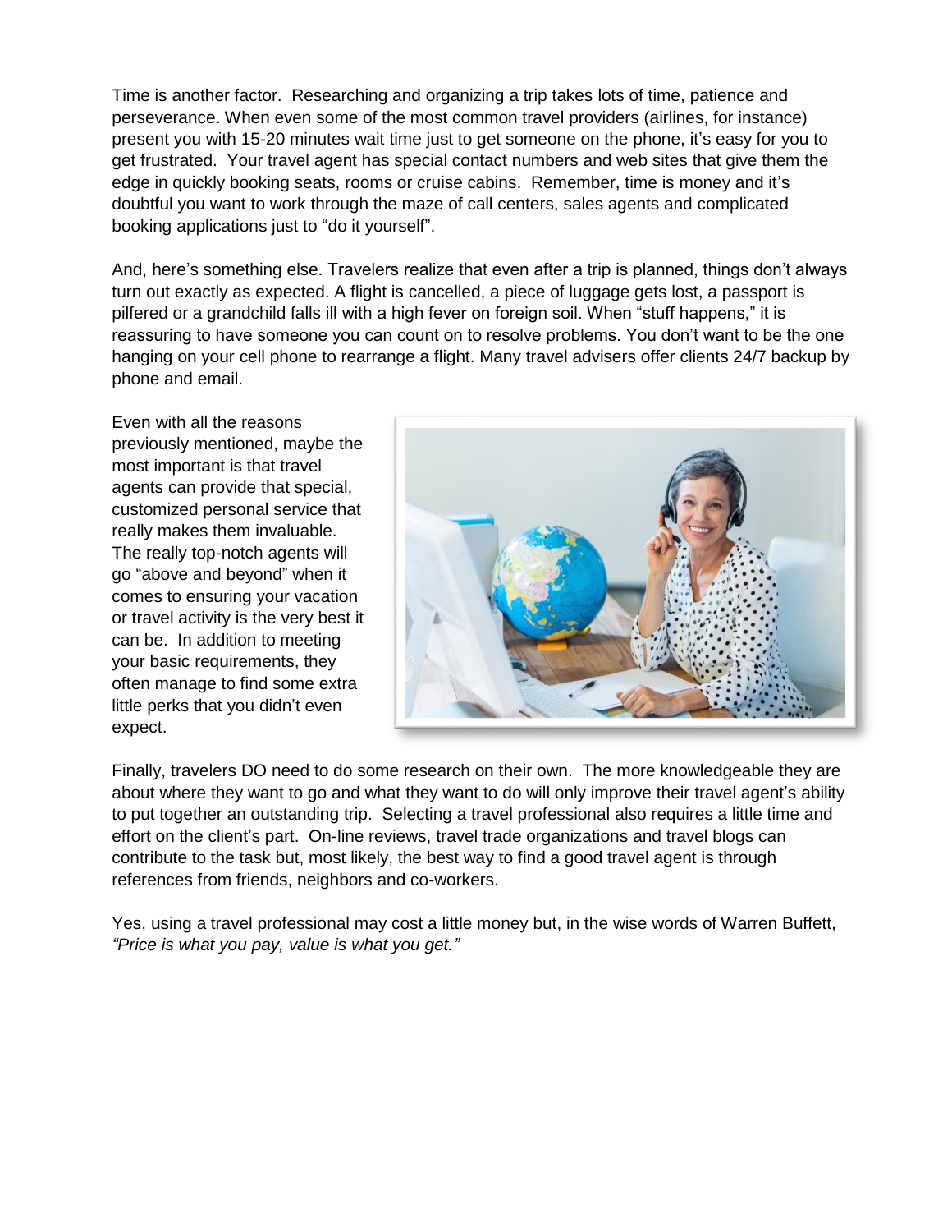Time is another factor. Researching and organizing a trip takes lots of time, patience and perseverance. When even some of the most common travel providers (airlines, for instance) present you with 15-20 minutes wait time just to get someone on the phone, it's easy for you to get frustrated. Your travel agent has special contact numbers and web sites that give them the edge in quickly booking seats, rooms or cruise cabins. Remember, time is money and it's doubtful you want to work through the maze of call centers, sales agents and complicated booking applications just to "do it yourself".

And, here's something else. Travelers realize that even after a trip is planned, things don't always turn out exactly as expected. A flight is cancelled, a piece of luggage gets lost, a passport is pilfered or a grandchild falls ill with a high fever on foreign soil. When "stuff happens," it is reassuring to have someone you can count on to resolve problems. You don't want to be the one hanging on your cell phone to rearrange a flight. Many travel advisers offer clients 24/7 backup by phone and email.

Even with all the reasons previously mentioned, maybe the most important is that travel agents can provide that special, customized personal service that really makes them invaluable. The really top-notch agents will go "above and beyond" when it comes to ensuring your vacation or travel activity is the very best it can be. In addition to meeting your basic requirements, they often manage to find some extra little perks that you didn't even expect.

Finally, travelers DO need to do some research on their own. The more knowledgeable they are about where they want to go and what they want to do will only improve their travel agent's ability to put together an outstanding trip. Selecting a travel professional also requires a little time and effort on the client's part. On-line reviews, travel trade organizations and travel blogs can contribute to the task but, most likely, the best way to find a good travel agent is through references from friends, neighbors and co-workers.

Yes, using a travel professional may cost a little money but, in the wise words of Warren Buffett, *"Price is what you pay, value is what you get."*